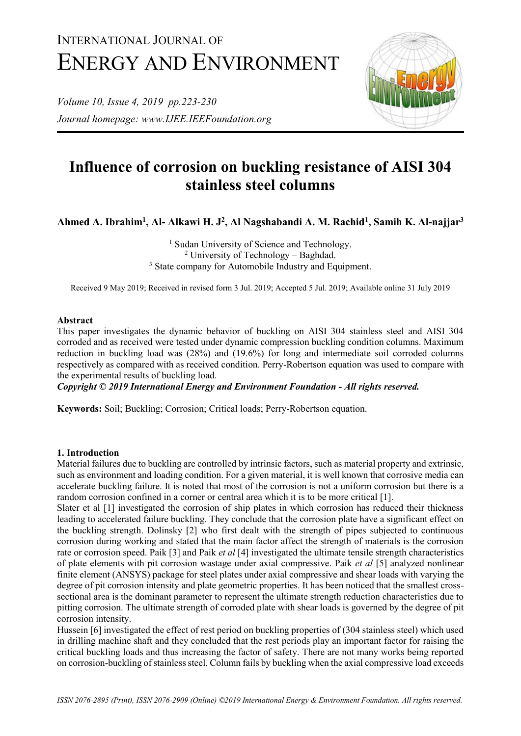# Influence of corrosion on buckling resistance of AISI 304 stainless steel columns

**Ahmed A. Ibrahim[1], Al- Alkawi H. J[2], Al Nagshabandi A. M. Rachid[1], Samih K. Al-najjar[3]**

[1] Sudan University of Science and Technology.
[2] University of Technology – Baghdad.
[3] State company for Automobile Industry and Equipment.

Received 9 May 2019; Received in revised form 3 Jul. 2019; Accepted 5 Jul. 2019; Available online 31 July 2019

## Abstract

This paper investigates the dynamic behavior of buckling on AISI 304 stainless steel and AISI 304 corroded and as received were tested under dynamic compression buckling condition columns. Maximum reduction in buckling load was (28%) and (19.6%) for long and intermediate soil corroded columns respectively as compared with as received condition. Perry-Robertson equation was used to compare with the experimental results of buckling load.

***Copyright © 2019 International Energy and Environment Foundation - All rights reserved.***

**Keywords:** Soil; Buckling; Corrosion; Critical loads; Perry-Robertson equation.

## 1. Introduction

Material failures due to buckling are controlled by intrinsic factors, such as material property and extrinsic, such as environment and loading condition. For a given material, it is well known that corrosive media can accelerate buckling failure. It is noted that most of the corrosion is not a uniform corrosion but there is a random corrosion confined in a corner or central area which it is to be more critical [1].

Slater et al [1] investigated the corrosion of ship plates in which corrosion has reduced their thickness leading to accelerated failure buckling. They conclude that the corrosion plate have a significant effect on the buckling strength. Dolinsky [2] who first dealt with the strength of pipes subjected to continuous corrosion during working and stated that the main factor affect the strength of materials is the corrosion rate or corrosion speed. Paik [3] and Paik *et al* [4] investigated the ultimate tensile strength characteristics of plate elements with pit corrosion wastage under axial compressive. Paik *et al* [5] analyzed nonlinear finite element (ANSYS) package for steel plates under axial compressive and shear loads with varying the degree of pit corrosion intensity and plate geometric properties. It has been noticed that the smallest cross-sectional area is the dominant parameter to represent the ultimate strength reduction characteristics due to pitting corrosion. The ultimate strength of corroded plate with shear loads is governed by the degree of pit corrosion intensity.

Hussein [6] investigated the effect of rest period on buckling properties of (304 stainless steel) which used in drilling machine shaft and they concluded that the rest periods play an important factor for raising the critical buckling loads and thus increasing the factor of safety. There are not many works being reported on corrosion-buckling of stainless steel. Column fails by buckling when the axial compressive load exceeds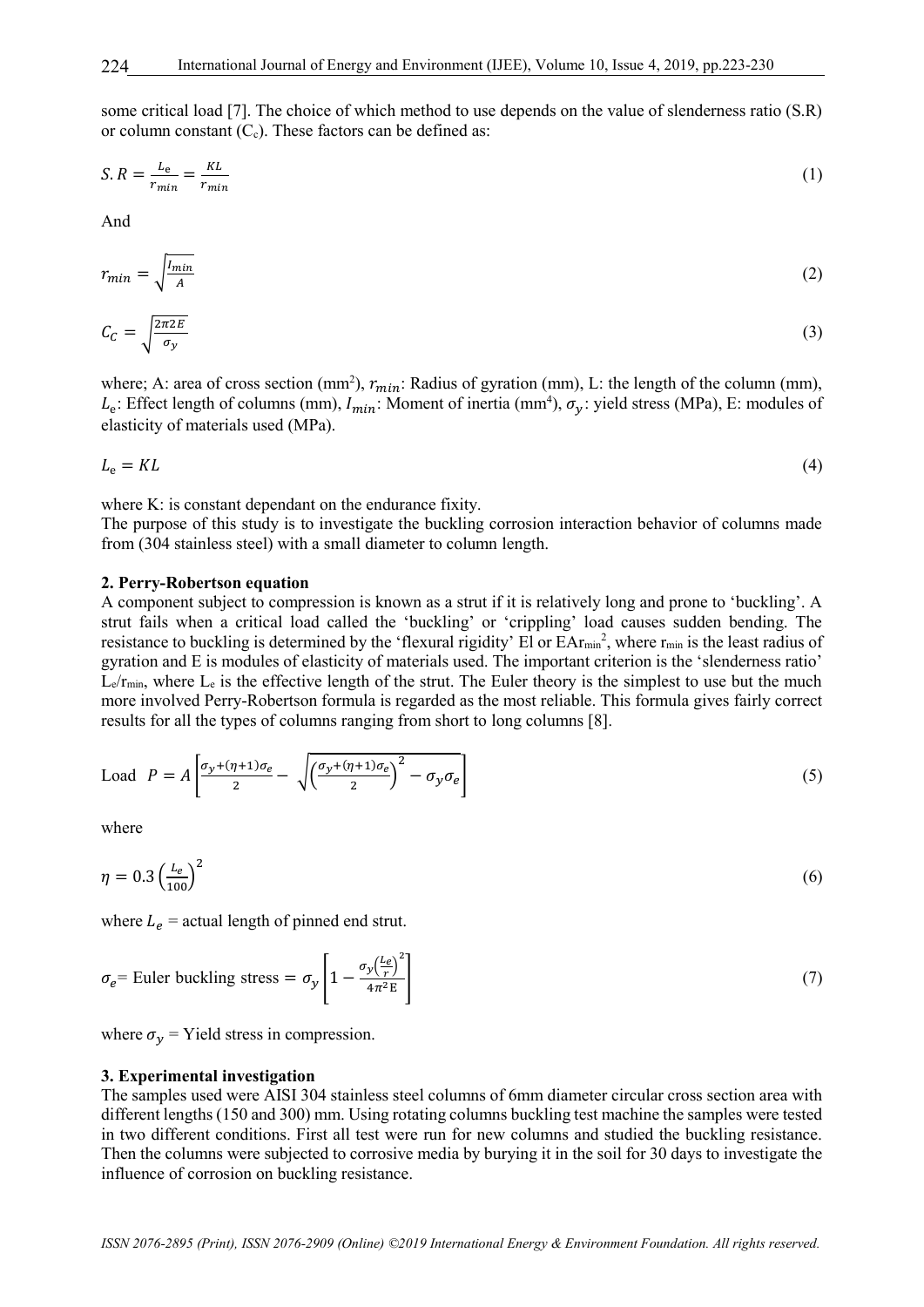some critical load [7]. The choice of which method to use depends on the value of slenderness ratio (S.R) or column constant ($C_c$). These factors can be defined as:

$$S.R = \frac{L_e}{r_{min}} = \frac{KL}{r_{min}} \tag{1}$$

And

$$r_{min} = \sqrt{\frac{I_{min}}{A}} \tag{2}$$

$$C_C = \sqrt{\frac{2\pi 2E}{\sigma_y}} \tag{3}$$

where; A: area of cross section (mm$^2$), $r_{min}$: Radius of gyration (mm), L: the length of the column (mm), $L_e$: Effect length of columns (mm), $I_{min}$: Moment of inertia (mm$^4$), $\sigma_y$: yield stress (MPa), E: modules of elasticity of materials used (MPa).

$$L_e = KL \tag{4}$$

where K: is constant dependant on the endurance fixity.

The purpose of this study is to investigate the buckling corrosion interaction behavior of columns made from (304 stainless steel) with a small diameter to column length.

## 2. Perry-Robertson equation

A component subject to compression is known as a strut if it is relatively long and prone to 'buckling'. A strut fails when a critical load called the 'buckling' or 'crippling' load causes sudden bending. The resistance to buckling is determined by the 'flexural rigidity' El or EA$r_{min}^2$, where $r_{min}$ is the least radius of gyration and E is modules of elasticity of materials used. The important criterion is the 'slenderness ratio' $L_e/r_{min}$, where $L_e$ is the effective length of the strut. The Euler theory is the simplest to use but the much more involved Perry-Robertson formula is regarded as the most reliable. This formula gives fairly correct results for all the types of columns ranging from short to long columns [8].

$$\text{Load} \quad P = A\left[\frac{\sigma_y + (\eta+1)\sigma_e}{2} - \sqrt{\left(\frac{\sigma_y + (\eta+1)\sigma_e}{2}\right)^2 - \sigma_y \sigma_e}\right] \tag{5}$$

where

$$\eta = 0.3\left(\frac{L_e}{100}\right)^2 \tag{6}$$

where $L_e$ = actual length of pinned end strut.

$$\sigma_e = \text{Euler buckling stress} = \sigma_y\left[1 - \frac{\sigma_y\left(\frac{L_e}{r}\right)^2}{4\pi^2 \text{E}}\right] \tag{7}$$

where $\sigma_y$ = Yield stress in compression.

## 3. Experimental investigation

The samples used were AISI 304 stainless steel columns of 6mm diameter circular cross section area with different lengths (150 and 300) mm. Using rotating columns buckling test machine the samples were tested in two different conditions. First all test were run for new columns and studied the buckling resistance. Then the columns were subjected to corrosive media by burying it in the soil for 30 days to investigate the influence of corrosion on buckling resistance.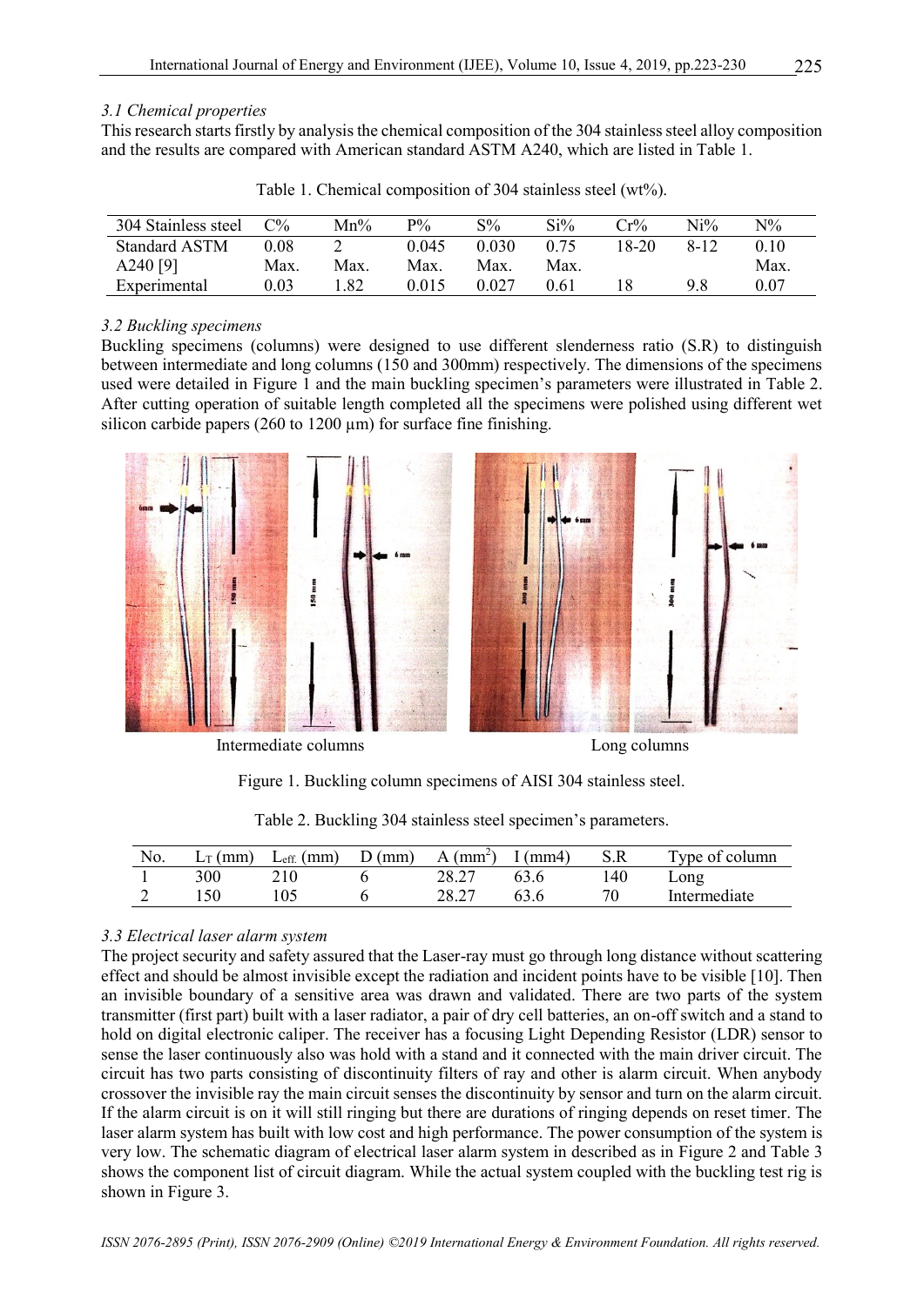*3.1 Chemical properties*

This research starts firstly by analysis the chemical composition of the 304 stainless steel alloy composition and the results are compared with American standard ASTM A240, which are listed in Table 1.

Table 1. Chemical composition of 304 stainless steel (wt%).

| 304 Stainless steel | C% | Mn% | P% | S% | Si% | Cr% | Ni% | N% |
|---|---|---|---|---|---|---|---|---|
| Standard ASTM A240 [9] | 0.08 Max. | 2 Max. | 0.045 Max. | 0.030 Max. | 0.75 Max. | 18-20 | 8-12 | 0.10 Max. |
| Experimental | 0.03 | 1.82 | 0.015 | 0.027 | 0.61 | 18 | 9.8 | 0.07 |

*3.2 Buckling specimens*

Buckling specimens (columns) were designed to use different slenderness ratio (S.R) to distinguish between intermediate and long columns (150 and 300mm) respectively. The dimensions of the specimens used were detailed in Figure 1 and the main buckling specimen's parameters were illustrated in Table 2. After cutting operation of suitable length completed all the specimens were polished using different wet silicon carbide papers (260 to 1200 μm) for surface fine finishing.

Intermediate columns Long columns

Figure 1. Buckling column specimens of AISI 304 stainless steel.

Table 2. Buckling 304 stainless steel specimen's parameters.

| No. | $L_T$ (mm) | $L_{eff.}$ (mm) | D (mm) | A ($mm^2$) | I (mm4) | S.R | Type of column |
|---|---|---|---|---|---|---|---|
| 1 | 300 | 210 | 6 | 28.27 | 63.6 | 140 | Long |
| 2 | 150 | 105 | 6 | 28.27 | 63.6 | 70 | Intermediate |

*3.3 Electrical laser alarm system*

The project security and safety assured that the Laser-ray must go through long distance without scattering effect and should be almost invisible except the radiation and incident points have to be visible [10]. Then an invisible boundary of a sensitive area was drawn and validated. There are two parts of the system transmitter (first part) built with a laser radiator, a pair of dry cell batteries, an on-off switch and a stand to hold on digital electronic caliper. The receiver has a focusing Light Depending Resistor (LDR) sensor to sense the laser continuously also was hold with a stand and it connected with the main driver circuit. The circuit has two parts consisting of discontinuity filters of ray and other is alarm circuit. When anybody crossover the invisible ray the main circuit senses the discontinuity by sensor and turn on the alarm circuit. If the alarm circuit is on it will still ringing but there are durations of ringing depends on reset timer. The laser alarm system has built with low cost and high performance. The power consumption of the system is very low. The schematic diagram of electrical laser alarm system in described as in Figure 2 and Table 3 shows the component list of circuit diagram. While the actual system coupled with the buckling test rig is shown in Figure 3.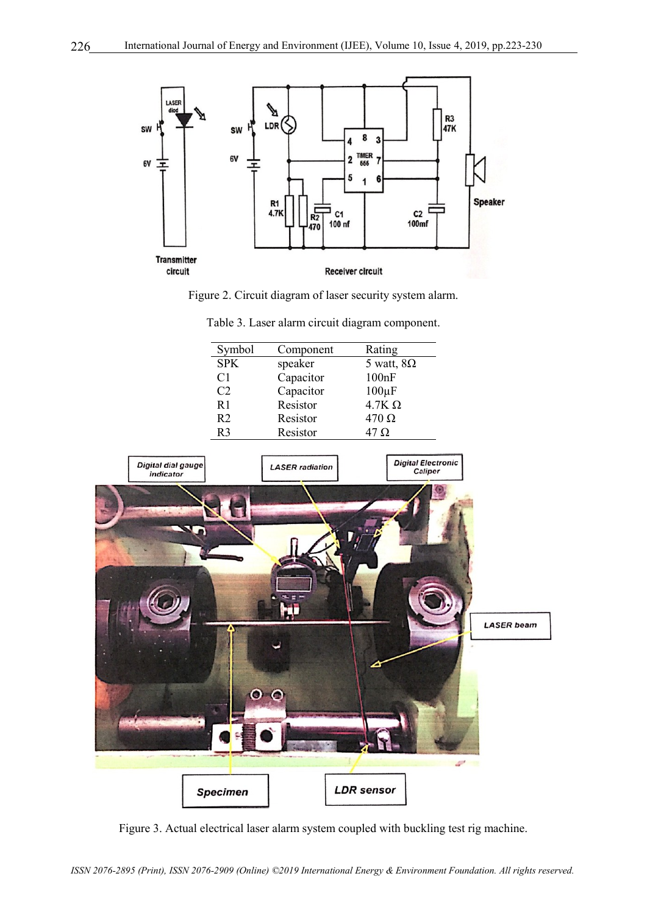Figure 2. Circuit diagram of laser security system alarm.

Table 3. Laser alarm circuit diagram component.

| Symbol | Component | Rating |
|---|---|---|
| SPK | speaker | 5 watt, 8Ω |
| C1 | Capacitor | 100nF |
| C2 | Capacitor | 100μF |
| R1 | Resistor | 4.7K Ω |
| R2 | Resistor | 470 Ω |
| R3 | Resistor | 47 Ω |

Figure 3. Actual electrical laser alarm system coupled with buckling test rig machine.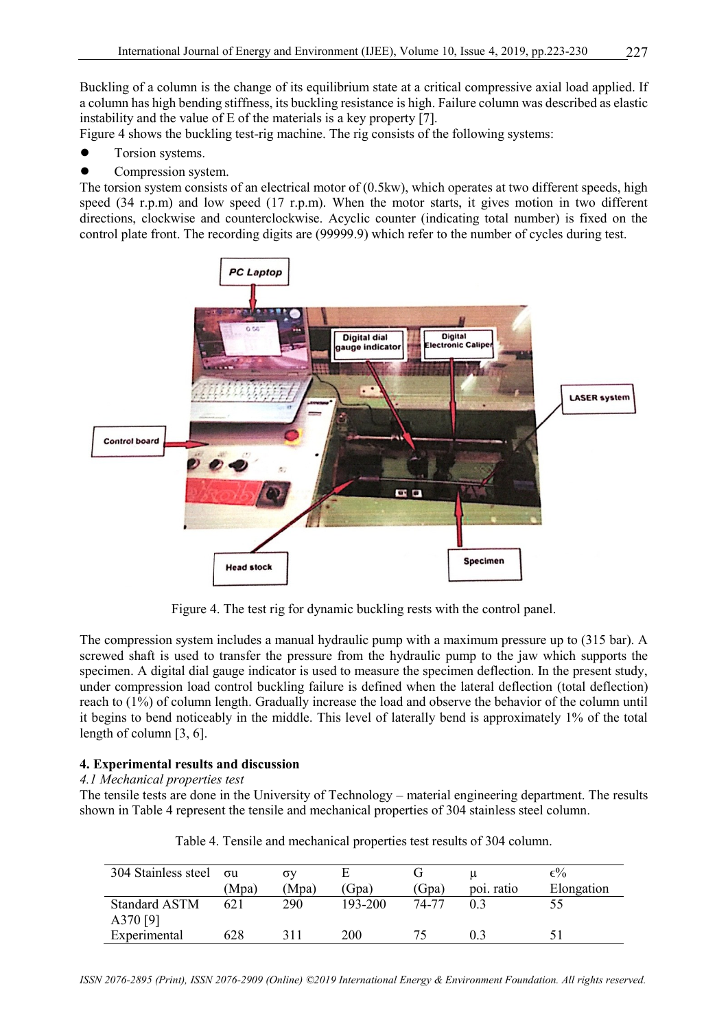Buckling of a column is the change of its equilibrium state at a critical compressive axial load applied. If a column has high bending stiffness, its buckling resistance is high. Failure column was described as elastic instability and the value of E of the materials is a key property [7].

Figure 4 shows the buckling test-rig machine. The rig consists of the following systems:

- Torsion systems.
- Compression system.

The torsion system consists of an electrical motor of (0.5kw), which operates at two different speeds, high speed (34 r.p.m) and low speed (17 r.p.m). When the motor starts, it gives motion in two different directions, clockwise and counterclockwise. Acyclic counter (indicating total number) is fixed on the control plate front. The recording digits are (99999.9) which refer to the number of cycles during test.

Figure 4. The test rig for dynamic buckling rests with the control panel.

The compression system includes a manual hydraulic pump with a maximum pressure up to (315 bar). A screwed shaft is used to transfer the pressure from the hydraulic pump to the jaw which supports the specimen. A digital dial gauge indicator is used to measure the specimen deflection. In the present study, under compression load control buckling failure is defined when the lateral deflection (total deflection) reach to (1%) of column length. Gradually increase the load and observe the behavior of the column until it begins to bend noticeably in the middle. This level of laterally bend is approximately 1% of the total length of column [3, 6].

## 4. Experimental results and discussion

### *4.1 Mechanical properties test*

The tensile tests are done in the University of Technology – material engineering department. The results shown in Table 4 represent the tensile and mechanical properties of 304 stainless steel column.

Table 4. Tensile and mechanical properties test results of 304 column.

| 304 Stainless steel | σu (Mpa) | σy (Mpa) | E (Gpa) | G (Gpa) | μ poi. ratio | ϵ% Elongation |
|---|---|---|---|---|---|---|
| Standard ASTM A370 [9] | 621 | 290 | 193-200 | 74-77 | 0.3 | 55 |
| Experimental | 628 | 311 | 200 | 75 | 0.3 | 51 |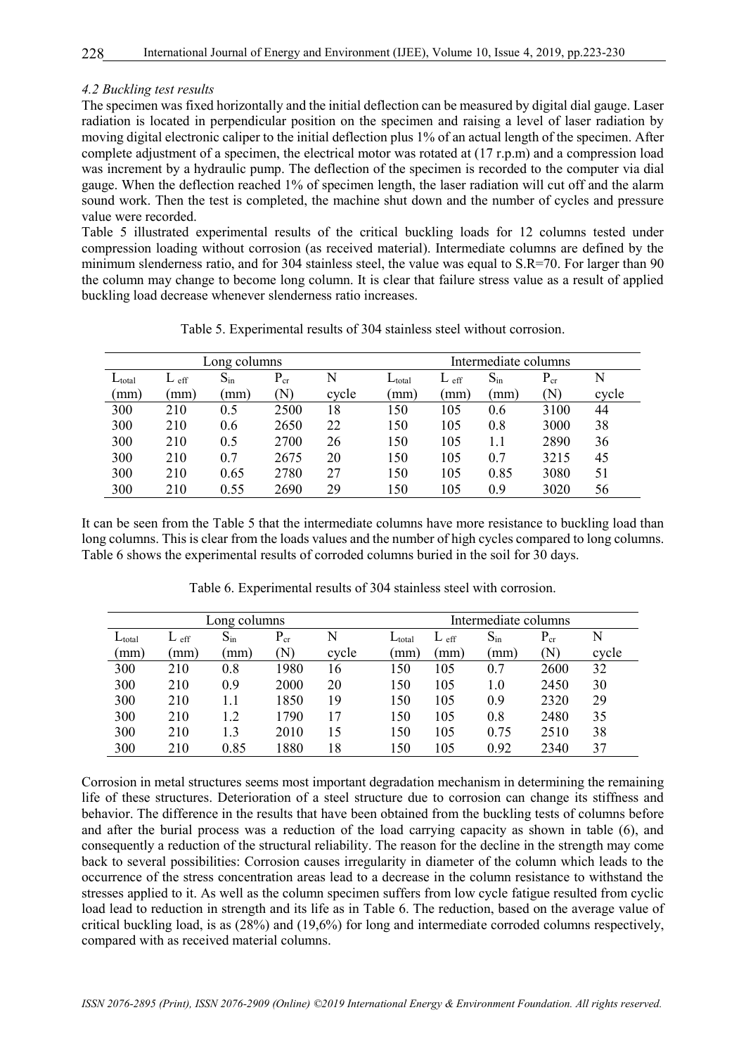### *4.2 Buckling test results*

The specimen was fixed horizontally and the initial deflection can be measured by digital dial gauge. Laser radiation is located in perpendicular position on the specimen and raising a level of laser radiation by moving digital electronic caliper to the initial deflection plus 1% of an actual length of the specimen. After complete adjustment of a specimen, the electrical motor was rotated at (17 r.p.m) and a compression load was increment by a hydraulic pump. The deflection of the specimen is recorded to the computer via dial gauge. When the deflection reached 1% of specimen length, the laser radiation will cut off and the alarm sound work. Then the test is completed, the machine shut down and the number of cycles and pressure value were recorded.

Table 5 illustrated experimental results of the critical buckling loads for 12 columns tested under compression loading without corrosion (as received material). Intermediate columns are defined by the minimum slenderness ratio, and for 304 stainless steel, the value was equal to S.R=70. For larger than 90 the column may change to become long column. It is clear that failure stress value as a result of applied buckling load decrease whenever slenderness ratio increases.

Table 5. Experimental results of 304 stainless steel without corrosion.

| Long columns | | | | | Intermediate columns | | | | |
|---|---|---|---|---|---|---|---|---|---|
| $L_{total}$ (mm) | $L_{eff}$ (mm) | $S_{in}$ (mm) | $P_{cr}$ (N) | N cycle | $L_{total}$ (mm) | $L_{eff}$ (mm) | $S_{in}$ (mm) | $P_{cr}$ (N) | N cycle |
| 300 | 210 | 0.5 | 2500 | 18 | 150 | 105 | 0.6 | 3100 | 44 |
| 300 | 210 | 0.6 | 2650 | 22 | 150 | 105 | 0.8 | 3000 | 38 |
| 300 | 210 | 0.5 | 2700 | 26 | 150 | 105 | 1.1 | 2890 | 36 |
| 300 | 210 | 0.7 | 2675 | 20 | 150 | 105 | 0.7 | 3215 | 45 |
| 300 | 210 | 0.65 | 2780 | 27 | 150 | 105 | 0.85 | 3080 | 51 |
| 300 | 210 | 0.55 | 2690 | 29 | 150 | 105 | 0.9 | 3020 | 56 |

It can be seen from the Table 5 that the intermediate columns have more resistance to buckling load than long columns. This is clear from the loads values and the number of high cycles compared to long columns. Table 6 shows the experimental results of corroded columns buried in the soil for 30 days.

Table 6. Experimental results of 304 stainless steel with corrosion.

| Long columns | | | | | Intermediate columns | | | | |
|---|---|---|---|---|---|---|---|---|---|
| $L_{total}$ (mm) | $L_{eff}$ (mm) | $S_{in}$ (mm) | $P_{cr}$ (N) | N cycle | $L_{total}$ (mm) | $L_{eff}$ (mm) | $S_{in}$ (mm) | $P_{cr}$ (N) | N cycle |
| 300 | 210 | 0.8 | 1980 | 16 | 150 | 105 | 0.7 | 2600 | 32 |
| 300 | 210 | 0.9 | 2000 | 20 | 150 | 105 | 1.0 | 2450 | 30 |
| 300 | 210 | 1.1 | 1850 | 19 | 150 | 105 | 0.9 | 2320 | 29 |
| 300 | 210 | 1.2 | 1790 | 17 | 150 | 105 | 0.8 | 2480 | 35 |
| 300 | 210 | 1.3 | 2010 | 15 | 150 | 105 | 0.75 | 2510 | 38 |
| 300 | 210 | 0.85 | 1880 | 18 | 150 | 105 | 0.92 | 2340 | 37 |

Corrosion in metal structures seems most important degradation mechanism in determining the remaining life of these structures. Deterioration of a steel structure due to corrosion can change its stiffness and behavior. The difference in the results that have been obtained from the buckling tests of columns before and after the burial process was a reduction of the load carrying capacity as shown in table (6), and consequently a reduction of the structural reliability. The reason for the decline in the strength may come back to several possibilities: Corrosion causes irregularity in diameter of the column which leads to the occurrence of the stress concentration areas lead to a decrease in the column resistance to withstand the stresses applied to it. As well as the column specimen suffers from low cycle fatigue resulted from cyclic load lead to reduction in strength and its life as in Table 6. The reduction, based on the average value of critical buckling load, is as (28%) and (19,6%) for long and intermediate corroded columns respectively, compared with as received material columns.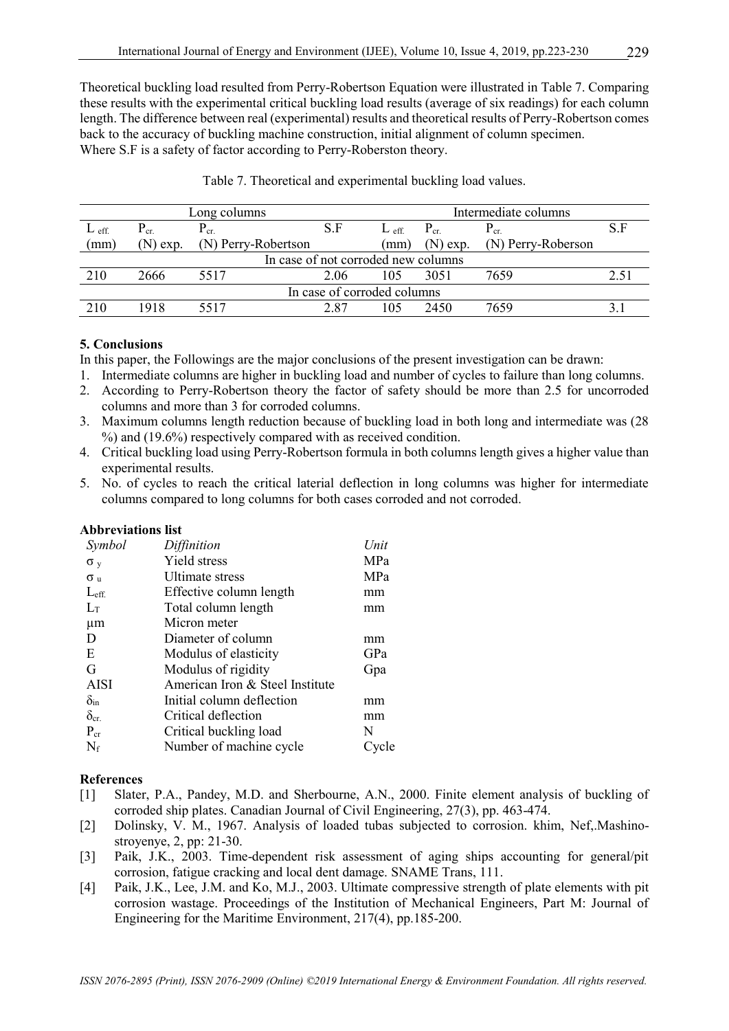Theoretical buckling load resulted from Perry-Robertson Equation were illustrated in Table 7. Comparing these results with the experimental critical buckling load results (average of six readings) for each column length. The difference between real (experimental) results and theoretical results of Perry-Robertson comes back to the accuracy of buckling machine construction, initial alignment of column specimen.
Where S.F is a safety of factor according to Perry-Roberston theory.

Table 7. Theoretical and experimental buckling load values.

| Long columns | | | | Intermediate columns | | | |
|---|---|---|---|---|---|---|---|
| $L_{eff.}$ (mm) | $P_{cr.}$ (N) exp. | $P_{cr.}$ (N) Perry-Robertson | S.F | $L_{eff.}$ (mm) | $P_{cr.}$ (N) exp. | $P_{cr.}$ (N) Perry-Roberson | S.F |
| In case of not corroded new columns | | | | | | | |
| 210 | 2666 | 5517 | 2.06 | 105 | 3051 | 7659 | 2.51 |
| In case of corroded columns | | | | | | | |
| 210 | 1918 | 5517 | 2.87 | 105 | 2450 | 7659 | 3.1 |

## 5. Conclusions

In this paper, the Followings are the major conclusions of the present investigation can be drawn:

1. Intermediate columns are higher in buckling load and number of cycles to failure than long columns.
2. According to Perry-Robertson theory the factor of safety should be more than 2.5 for uncorroded columns and more than 3 for corroded columns.
3. Maximum columns length reduction because of buckling load in both long and intermediate was (28 %) and (19.6%) respectively compared with as received condition.
4. Critical buckling load using Perry-Robertson formula in both columns length gives a higher value than experimental results.
5. No. of cycles to reach the critical laterial deflection in long columns was higher for intermediate columns compared to long columns for both cases corroded and not corroded.

## Abbreviations list

| *Symbol* | *Diffinition* | *Unit* |
|---|---|---|
| $\sigma_y$ | Yield stress | MPa |
| $\sigma_u$ | Ultimate stress | MPa |
| $L_{eff.}$ | Effective column length | mm |
| $L_T$ | Total column length | mm |
| μm | Micron meter | |
| D | Diameter of column | mm |
| E | Modulus of elasticity | GPa |
| G | Modulus of rigidity | Gpa |
| AISI | American Iron & Steel Institute | |
| $\delta_{in}$ | Initial column deflection | mm |
| $\delta_{cr.}$ | Critical deflection | mm |
| $P_{cr}$ | Critical buckling load | N |
| $N_f$ | Number of machine cycle | Cycle |

## References

[1] Slater, P.A., Pandey, M.D. and Sherbourne, A.N., 2000. Finite element analysis of buckling of corroded ship plates. Canadian Journal of Civil Engineering, 27(3), pp. 463-474.

[2] Dolinsky, V. M., 1967. Analysis of loaded tubas subjected to corrosion. khim, Nef,.Mashino-stroyenye, 2, pp: 21-30.

[3] Paik, J.K., 2003. Time-dependent risk assessment of aging ships accounting for general/pit corrosion, fatigue cracking and local dent damage. SNAME Trans, 111.

[4] Paik, J.K., Lee, J.M. and Ko, M.J., 2003. Ultimate compressive strength of plate elements with pit corrosion wastage. Proceedings of the Institution of Mechanical Engineers, Part M: Journal of Engineering for the Maritime Environment, 217(4), pp.185-200.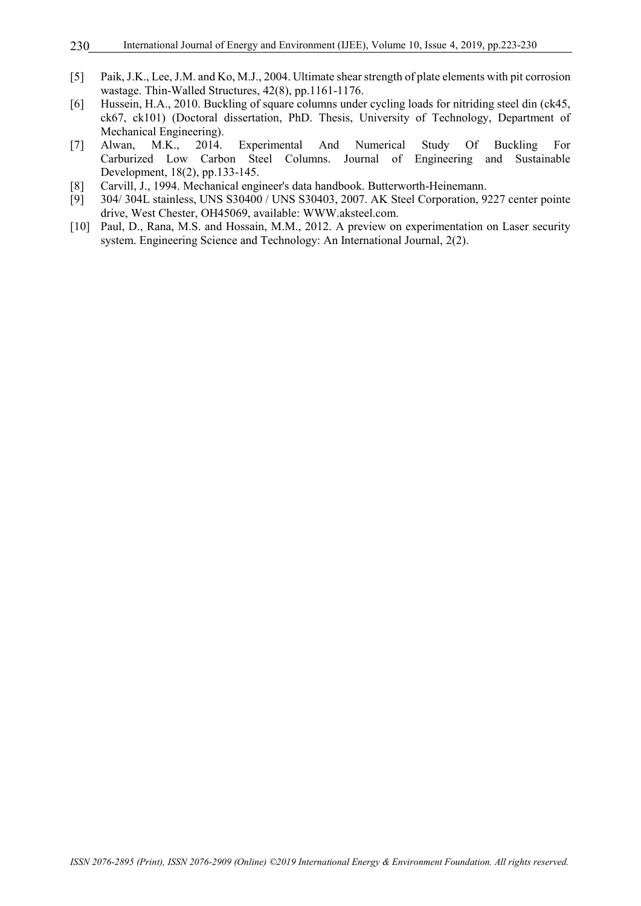[5] Paik, J.K., Lee, J.M. and Ko, M.J., 2004. Ultimate shear strength of plate elements with pit corrosion wastage. Thin-Walled Structures, 42(8), pp.1161-1176.

[6] Hussein, H.A., 2010. Buckling of square columns under cycling loads for nitriding steel din (ck45, ck67, ck101) (Doctoral dissertation, PhD. Thesis, University of Technology, Department of Mechanical Engineering).

[7] Alwan, M.K., 2014. Experimental And Numerical Study Of Buckling For Carburized Low Carbon Steel Columns. Journal of Engineering and Sustainable Development, 18(2), pp.133-145.

[8] Carvill, J., 1994. Mechanical engineer's data handbook. Butterworth-Heinemann.

[9] 304/ 304L stainless, UNS S30400 / UNS S30403, 2007. AK Steel Corporation, 9227 center pointe drive, West Chester, OH45069, available: WWW.aksteel.com.

[10] Paul, D., Rana, M.S. and Hossain, M.M., 2012. A preview on experimentation on Laser security system. Engineering Science and Technology: An International Journal, 2(2).